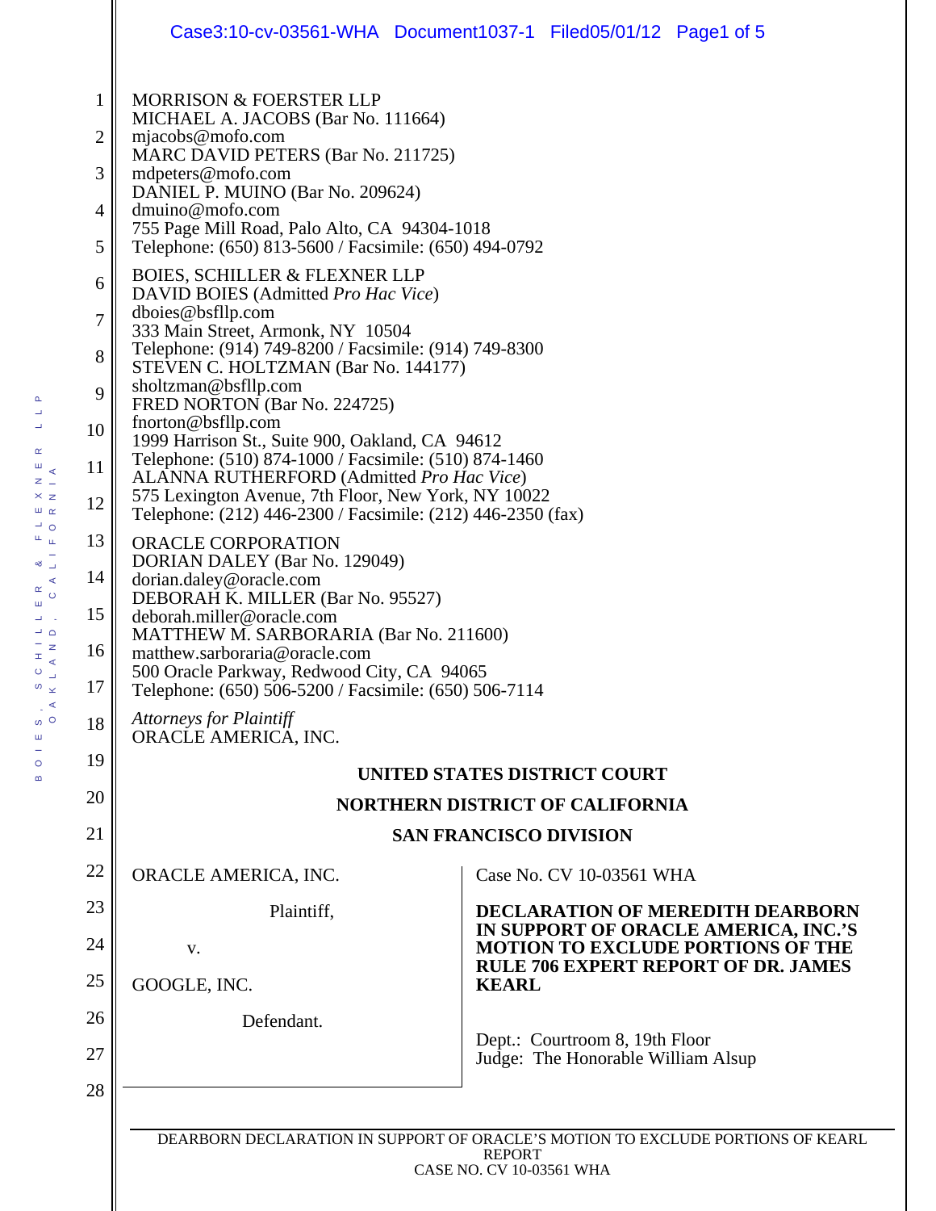MORRISON & FOERSTER LLP
MICHAEL A. JACOBS (Bar No. 111664)
mjacobs@mofo.com
MARC DAVID PETERS (Bar No. 211725)
mdpeters@mofo.com
DANIEL P. MUINO (Bar No. 209624)
dmuino@mofo.com
755 Page Mill Road, Palo Alto, CA 94304-1018
Telephone: (650) 813-5600 / Facsimile: (650) 494-0792

BOIES, SCHILLER & FLEXNER LLP
DAVID BOIES (Admitted *Pro Hac Vice*)
dboies@bsfllp.com
333 Main Street, Armonk, NY 10504
Telephone: (914) 749-8200 / Facsimile: (914) 749-8300
STEVEN C. HOLTZMAN (Bar No. 144177)
sholtzman@bsfllp.com
FRED NORTON (Bar No. 224725)
fnorton@bsfllp.com
1999 Harrison St., Suite 900, Oakland, CA 94612
Telephone: (510) 874-1000 / Facsimile: (510) 874-1460
ALANNA RUTHERFORD (Admitted *Pro Hac Vice*)
575 Lexington Avenue, 7th Floor, New York, NY 10022
Telephone: (212) 446-2300 / Facsimile: (212) 446-2350 (fax)

ORACLE CORPORATION
DORIAN DALEY (Bar No. 129049)
dorian.daley@oracle.com
DEBORAH K. MILLER (Bar No. 95527)
deborah.miller@oracle.com
MATTHEW M. SARBORARIA (Bar No. 211600)
matthew.sarboraria@oracle.com
500 Oracle Parkway, Redwood City, CA 94065
Telephone: (650) 506-5200 / Facsimile: (650) 506-7114

*Attorneys for Plaintiff*
ORACLE AMERICA, INC.

**UNITED STATES DISTRICT COURT**

**NORTHERN DISTRICT OF CALIFORNIA**

**SAN FRANCISCO DIVISION**

ORACLE AMERICA, INC.

Plaintiff,

v.

GOOGLE, INC.

Defendant.

Case No. CV 10-03561 WHA

**DECLARATION OF MEREDITH DEARBORN IN SUPPORT OF ORACLE AMERICA, INC.'S MOTION TO EXCLUDE PORTIONS OF THE RULE 706 EXPERT REPORT OF DR. JAMES KEARL**

Dept.: Courtroom 8, 19th Floor
Judge: The Honorable William Alsup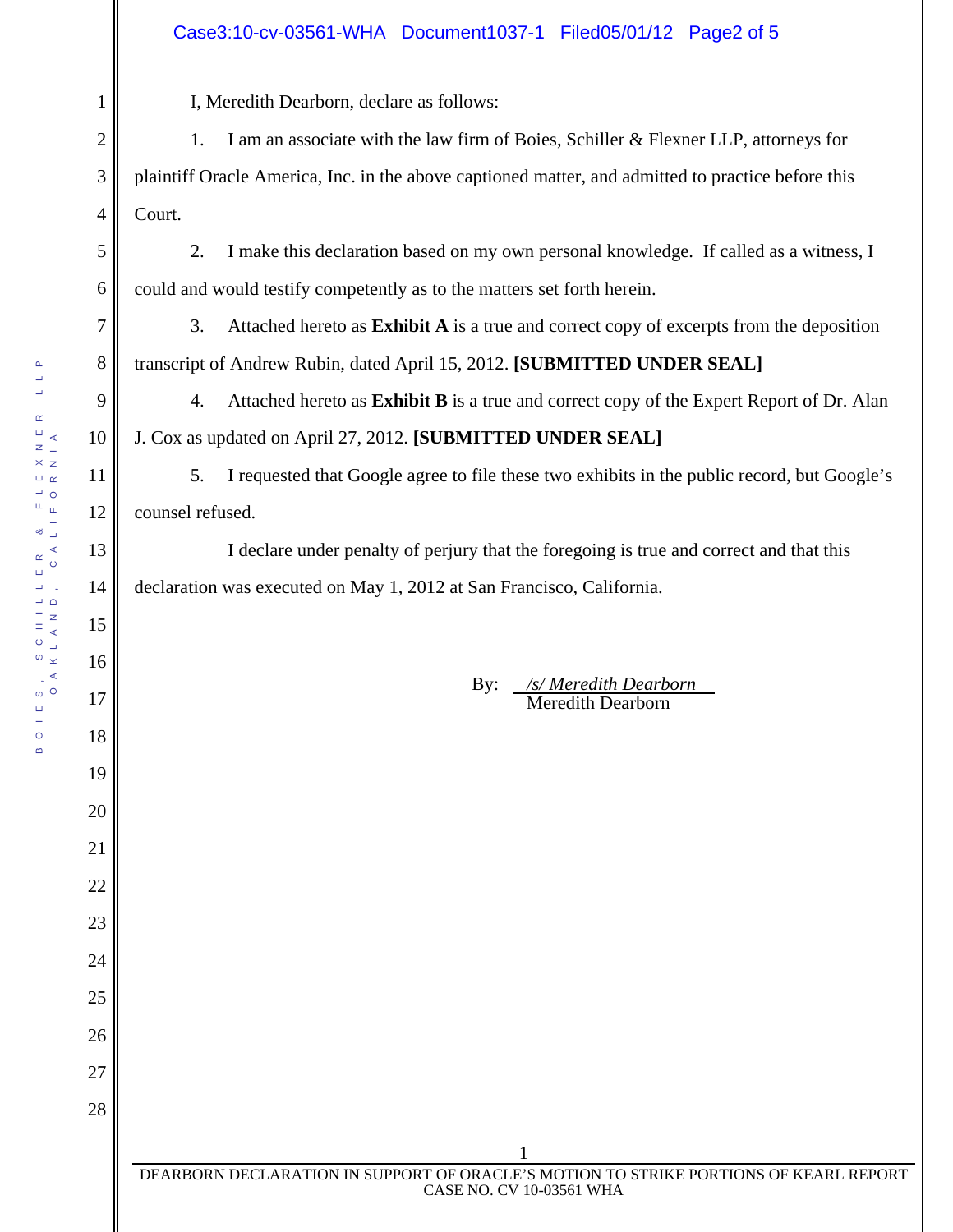I, Meredith Dearborn, declare as follows:

1. I am an associate with the law firm of Boies, Schiller & Flexner LLP, attorneys for plaintiff Oracle America, Inc. in the above captioned matter, and admitted to practice before this Court.

2. I make this declaration based on my own personal knowledge. If called as a witness, I could and would testify competently as to the matters set forth herein.

3. Attached hereto as **Exhibit A** is a true and correct copy of excerpts from the deposition transcript of Andrew Rubin, dated April 15, 2012. **[SUBMITTED UNDER SEAL]**

4. Attached hereto as **Exhibit B** is a true and correct copy of the Expert Report of Dr. Alan J. Cox as updated on April 27, 2012. **[SUBMITTED UNDER SEAL]**

5. I requested that Google agree to file these two exhibits in the public record, but Google's counsel refused.

I declare under penalty of perjury that the foregoing is true and correct and that this declaration was executed on May 1, 2012 at San Francisco, California.

By: */s/ Meredith Dearborn*
Meredith Dearborn

DEARBORN DECLARATION IN SUPPORT OF ORACLE'S MOTION TO STRIKE PORTIONS OF KEARL REPORT
CASE NO. CV 10-03561 WHA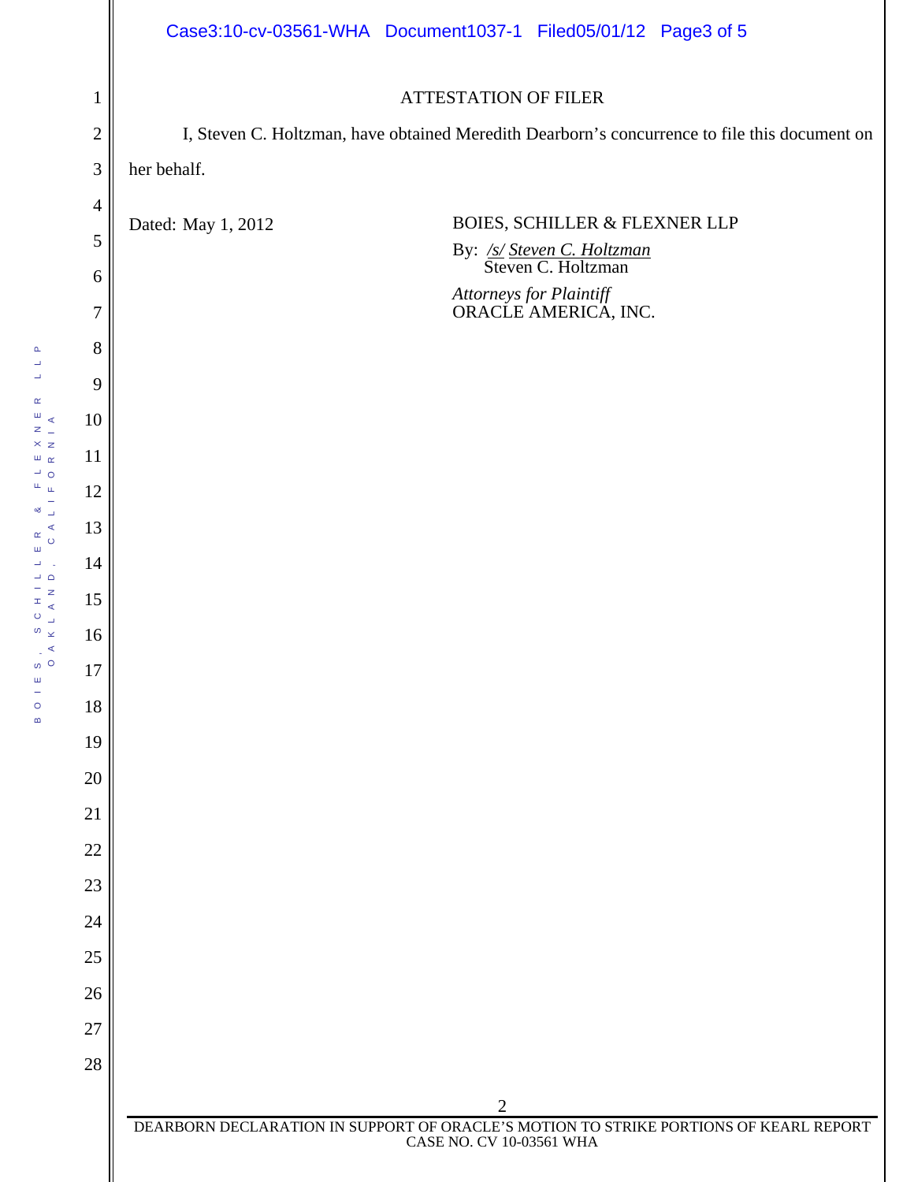## ATTESTATION OF FILER

I, Steven C. Holtzman, have obtained Meredith Dearborn's concurrence to file this document on her behalf.

Dated: May 1, 2012

BOIES, SCHILLER & FLEXNER LLP

By: /s/ Steven C. Holtzman
Steven C. Holtzman

*Attorneys for Plaintiff*
ORACLE AMERICA, INC.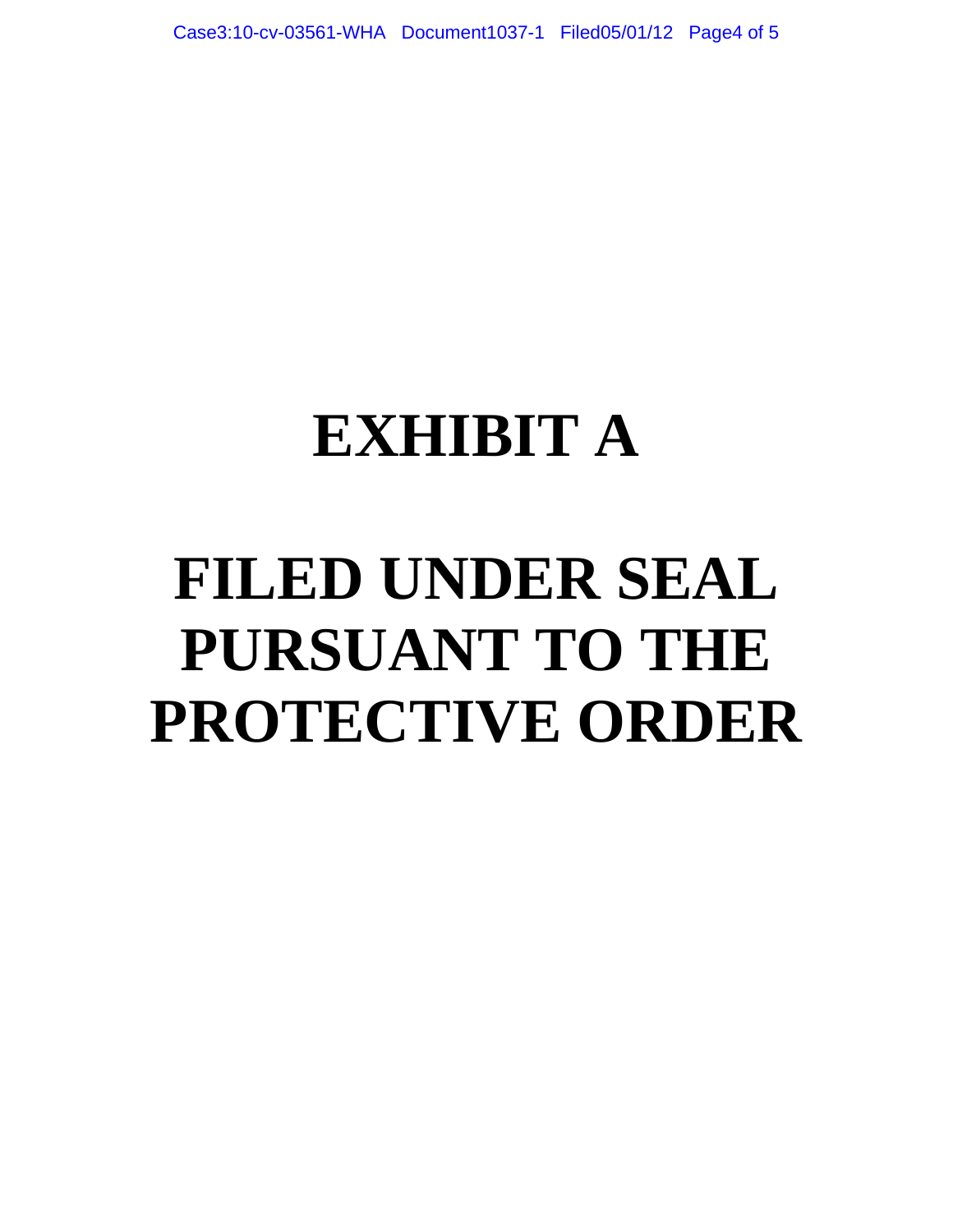# EXHIBIT A

# FILED UNDER SEAL PURSUANT TO THE PROTECTIVE ORDER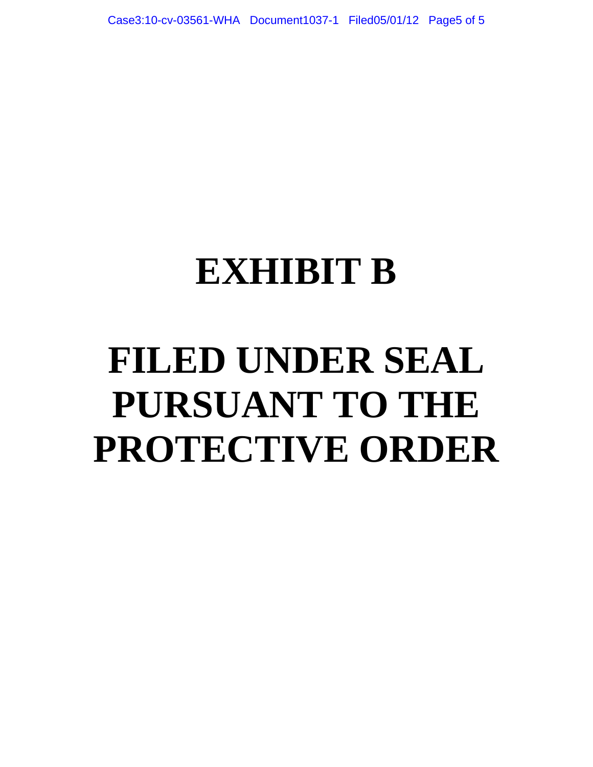# EXHIBIT B

# FILED UNDER SEAL PURSUANT TO THE PROTECTIVE ORDER